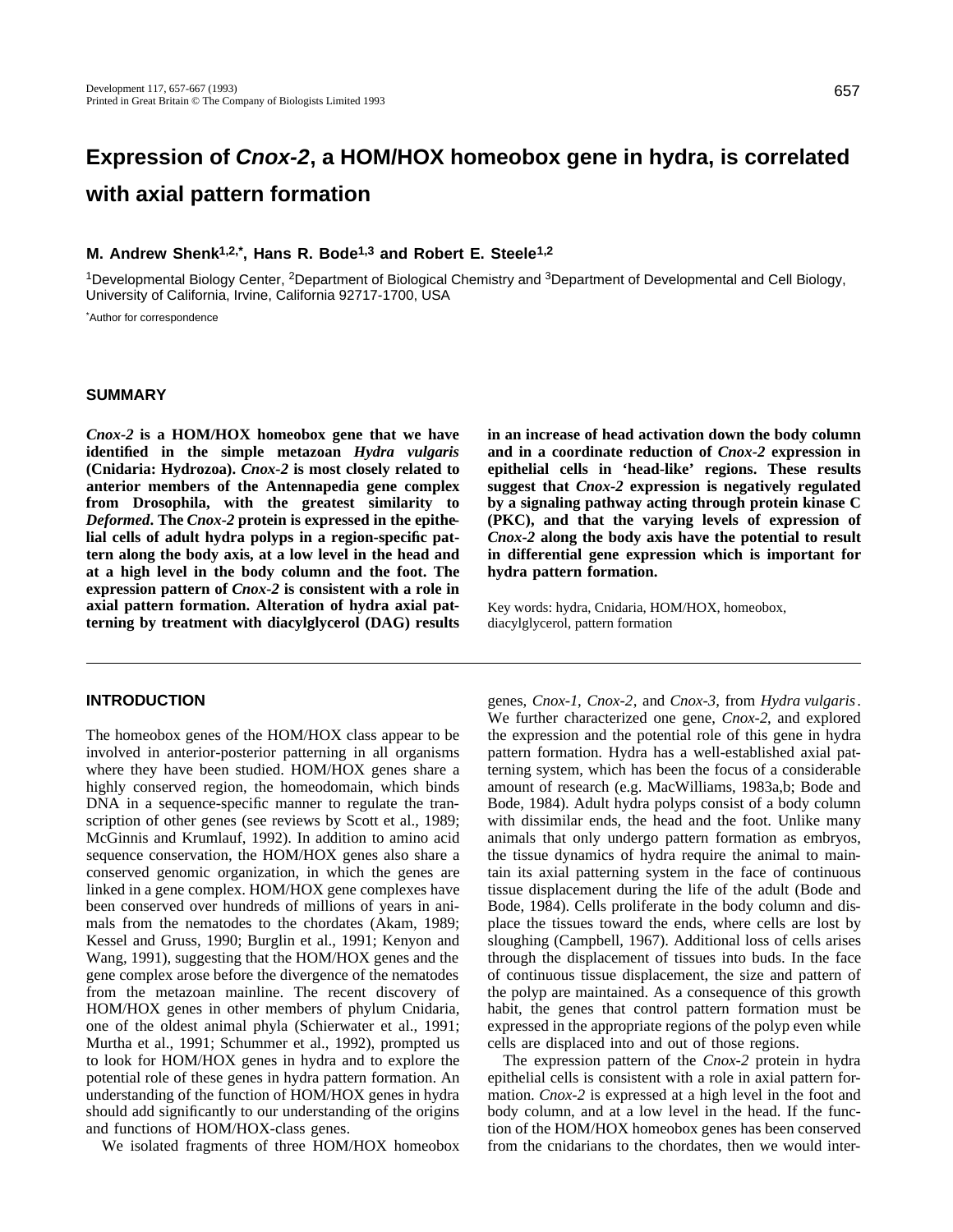# Expression of *Cnox-2*, a HOM/HOX homeobox gene in hydra, is correlated with axial pattern formation

**M. Andrew Shenk[1,2,*], Hans R. Bode[1,3] and Robert E. Steele[1,2]**

[1]Developmental Biology Center, [2]Department of Biological Chemistry and [3]Department of Developmental and Cell Biology, University of California, Irvine, California 92717-1700, USA

*Author for correspondence

## SUMMARY

***Cnox-2* is a HOM/HOX homeobox gene that we have identified in the simple metazoan *Hydra vulgaris* (Cnidaria: Hydrozoa). *Cnox-2* is most closely related to anterior members of the Antennapedia gene complex from Drosophila, with the greatest similarity to *Deformed*. The *Cnox-2* protein is expressed in the epithelial cells of adult hydra polyps in a region-specific pattern along the body axis, at a low level in the head and at a high level in the body column and the foot. The expression pattern of *Cnox-2* is consistent with a role in axial pattern formation. Alteration of hydra axial patterning by treatment with diacylglycerol (DAG) results in an increase of head activation down the body column and in a coordinate reduction of *Cnox-2* expression in epithelial cells in 'head-like' regions. These results suggest that *Cnox-2* expression is negatively regulated by a signaling pathway acting through protein kinase C (PKC), and that the varying levels of expression of *Cnox-2* along the body axis have the potential to result in differential gene expression which is important for hydra pattern formation.**

Key words: hydra, Cnidaria, HOM/HOX, homeobox, diacylglycerol, pattern formation

## INTRODUCTION

The homeobox genes of the HOM/HOX class appear to be involved in anterior-posterior patterning in all organisms where they have been studied. HOM/HOX genes share a highly conserved region, the homeodomain, which binds DNA in a sequence-specific manner to regulate the transcription of other genes (see reviews by Scott et al., 1989; McGinnis and Krumlauf, 1992). In addition to amino acid sequence conservation, the HOM/HOX genes also share a conserved genomic organization, in which the genes are linked in a gene complex. HOM/HOX gene complexes have been conserved over hundreds of millions of years in animals from the nematodes to the chordates (Akam, 1989; Kessel and Gruss, 1990; Burglin et al., 1991; Kenyon and Wang, 1991), suggesting that the HOM/HOX genes and the gene complex arose before the divergence of the nematodes from the metazoan mainline. The recent discovery of HOM/HOX genes in other members of phylum Cnidaria, one of the oldest animal phyla (Schierwater et al., 1991; Murtha et al., 1991; Schummer et al., 1992), prompted us to look for HOM/HOX genes in hydra and to explore the potential role of these genes in hydra pattern formation. An understanding of the function of HOM/HOX genes in hydra should add significantly to our understanding of the origins and functions of HOM/HOX-class genes.

We isolated fragments of three HOM/HOX homeobox genes, *Cnox-1*, *Cnox-2*, and *Cnox-3*, from *Hydra vulgaris*. We further characterized one gene, *Cnox-2*, and explored the expression and the potential role of this gene in hydra pattern formation. Hydra has a well-established axial patterning system, which has been the focus of a considerable amount of research (e.g. MacWilliams, 1983a,b; Bode and Bode, 1984). Adult hydra polyps consist of a body column with dissimilar ends, the head and the foot. Unlike many animals that only undergo pattern formation as embryos, the tissue dynamics of hydra require the animal to maintain its axial patterning system in the face of continuous tissue displacement during the life of the adult (Bode and Bode, 1984). Cells proliferate in the body column and displace the tissues toward the ends, where cells are lost by sloughing (Campbell, 1967). Additional loss of cells arises through the displacement of tissues into buds. In the face of continuous tissue displacement, the size and pattern of the polyp are maintained. As a consequence of this growth habit, the genes that control pattern formation must be expressed in the appropriate regions of the polyp even while cells are displaced into and out of those regions.

The expression pattern of the *Cnox-2* protein in hydra epithelial cells is consistent with a role in axial pattern formation. *Cnox-2* is expressed at a high level in the foot and body column, and at a low level in the head. If the function of the HOM/HOX homeobox genes has been conserved from the cnidarians to the chordates, then we would inter-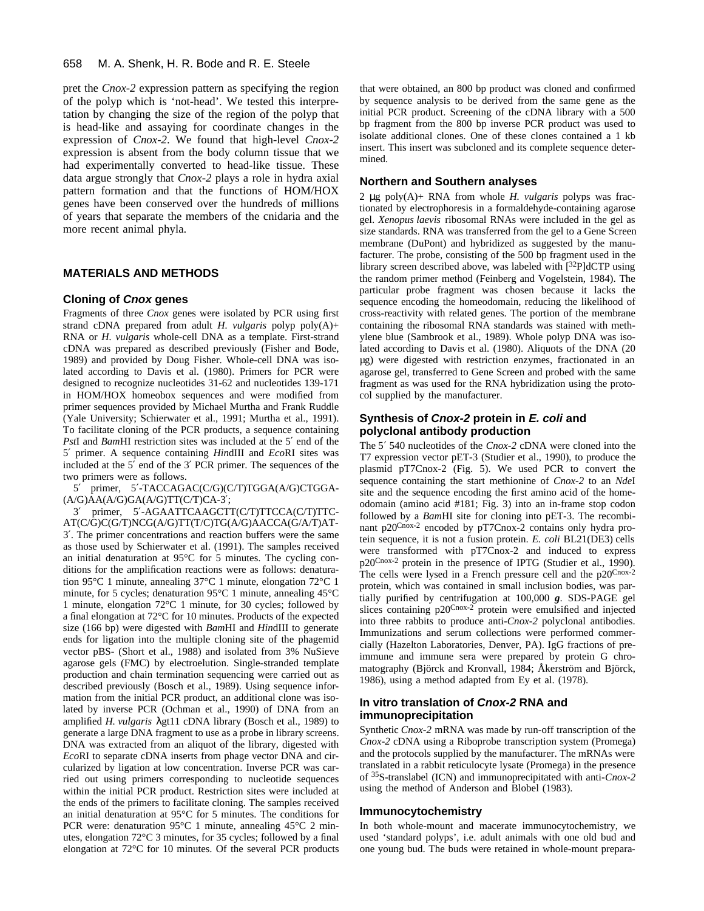pret the *Cnox-2* expression pattern as specifying the region of the polyp which is 'not-head'. We tested this interpretation by changing the size of the region of the polyp that is head-like and assaying for coordinate changes in the expression of *Cnox-2*. We found that high-level *Cnox-2* expression is absent from the body column tissue that we had experimentally converted to head-like tissue. These data argue strongly that *Cnox-2* plays a role in hydra axial pattern formation and that the functions of HOM/HOX genes have been conserved over the hundreds of millions of years that separate the members of the cnidaria and the more recent animal phyla.

## MATERIALS AND METHODS

### Cloning of *Cnox* genes

Fragments of three *Cnox* genes were isolated by PCR using first strand cDNA prepared from adult *H. vulgaris* polyp poly(A)+ RNA or *H. vulgaris* whole-cell DNA as a template. First-strand cDNA was prepared as described previously (Fisher and Bode, 1989) and provided by Doug Fisher. Whole-cell DNA was isolated according to Davis et al. (1980). Primers for PCR were designed to recognize nucleotides 31-62 and nucleotides 139-171 in HOM/HOX homeobox sequences and were modified from primer sequences provided by Michael Murtha and Frank Ruddle (Yale University; Schierwater et al., 1991; Murtha et al., 1991). To facilitate cloning of the PCR products, a sequence containing *Pst*I and *Bam*HI restriction sites was included at the 5′ end of the 5′ primer. A sequence containing *Hin*dIII and *Eco*RI sites was included at the 5′ end of the 3′ PCR primer. The sequences of the two primers were as follows.

5′ primer, 5′-TACCAGAC(C/G)(C/T)TGGA(A/G)CTGGA-(A/G)AA(A/G)GA(A/G)TT(C/T)CA-3′;

3′ primer, 5′-AGAATTCAAGCTT(C/T)TTCCA(C/T)TTC-AT(C/G)C(G/T)NCG(A/G)TT(T/C)TG(A/G)AACCA(G/A/T)AT-3′. The primer concentrations and reaction buffers were the same as those used by Schierwater et al. (1991). The samples received an initial denaturation at 95°C for 5 minutes. The cycling conditions for the amplification reactions were as follows: denaturation 95°C 1 minute, annealing 37°C 1 minute, elongation 72°C 1 minute, for 5 cycles; denaturation 95°C 1 minute, annealing 45°C 1 minute, elongation 72°C 1 minute, for 30 cycles; followed by a final elongation at 72°C for 10 minutes. Products of the expected size (166 bp) were digested with *Bam*HI and *Hin*dIII to generate ends for ligation into the multiple cloning site of the phagemid vector pBS- (Short et al., 1988) and isolated from 3% NuSieve agarose gels (FMC) by electroelution. Single-stranded template production and chain termination sequencing were carried out as described previously (Bosch et al., 1989). Using sequence information from the initial PCR product, an additional clone was isolated by inverse PCR (Ochman et al., 1990) of DNA from an amplified *H. vulgaris* λgt11 cDNA library (Bosch et al., 1989) to generate a large DNA fragment to use as a probe in library screens. DNA was extracted from an aliquot of the library, digested with *Eco*RI to separate cDNA inserts from phage vector DNA and circularized by ligation at low concentration. Inverse PCR was carried out using primers corresponding to nucleotide sequences within the initial PCR product. Restriction sites were included at the ends of the primers to facilitate cloning. The samples received an initial denaturation at 95°C for 5 minutes. The conditions for PCR were: denaturation 95°C 1 minute, annealing 45°C 2 minutes, elongation 72°C 3 minutes, for 35 cycles; followed by a final elongation at 72°C for 10 minutes. Of the several PCR products that were obtained, an 800 bp product was cloned and confirmed by sequence analysis to be derived from the same gene as the initial PCR product. Screening of the cDNA library with a 500 bp fragment from the 800 bp inverse PCR product was used to isolate additional clones. One of these clones contained a 1 kb insert. This insert was subcloned and its complete sequence determined.

### Northern and Southern analyses

2 μg poly(A)+ RNA from whole *H. vulgaris* polyps was fractionated by electrophoresis in a formaldehyde-containing agarose gel. *Xenopus laevis* ribosomal RNAs were included in the gel as size standards. RNA was transferred from the gel to a Gene Screen membrane (DuPont) and hybridized as suggested by the manufacturer. The probe, consisting of the 500 bp fragment used in the library screen described above, was labeled with [$^{32}$P]dCTP using the random primer method (Feinberg and Vogelstein, 1984). The particular probe fragment was chosen because it lacks the sequence encoding the homeodomain, reducing the likelihood of cross-reactivity with related genes. The portion of the membrane containing the ribosomal RNA standards was stained with methylene blue (Sambrook et al., 1989). Whole polyp DNA was isolated according to Davis et al. (1980). Aliquots of the DNA (20 μg) were digested with restriction enzymes, fractionated in an agarose gel, transferred to Gene Screen and probed with the same fragment as was used for the RNA hybridization using the protocol supplied by the manufacturer.

### Synthesis of *Cnox-2* protein in *E. coli* and polyclonal antibody production

The 5′ 540 nucleotides of the *Cnox-2* cDNA were cloned into the T7 expression vector pET-3 (Studier et al., 1990), to produce the plasmid pT7Cnox-2 (Fig. 5). We used PCR to convert the sequence containing the start methionine of *Cnox-2* to an *Nde*I site and the sequence encoding the first amino acid of the homeodomain (amino acid #181; Fig. 3) into an in-frame stop codon followed by a *Bam*HI site for cloning into pET-3. The recombinant p20$^{Cnox\text{-}2}$ encoded by pT7Cnox-2 contains only hydra protein sequence, it is not a fusion protein. *E. coli* BL21(DE3) cells were transformed with pT7Cnox-2 and induced to express p20$^{Cnox\text{-}2}$ protein in the presence of IPTG (Studier et al., 1990). The cells were lysed in a French pressure cell and the p20$^{Cnox\text{-}2}$ protein, which was contained in small inclusion bodies, was partially purified by centrifugation at 100,000 ***g***. SDS-PAGE gel slices containing p20$^{Cnox\text{-}2}$ protein were emulsified and injected into three rabbits to produce anti-*Cnox-2* polyclonal antibodies. Immunizations and serum collections were performed commercially (Hazelton Laboratories, Denver, PA). IgG fractions of preimmune and immune sera were prepared by protein G chromatography (Björck and Kronvall, 1984; Åkerström and Björck, 1986), using a method adapted from Ey et al. (1978).

### In vitro translation of *Cnox-2* RNA and immunoprecipitation

Synthetic *Cnox-2* mRNA was made by run-off transcription of the *Cnox-2* cDNA using a Riboprobe transcription system (Promega) and the protocols supplied by the manufacturer. The mRNAs were translated in a rabbit reticulocyte lysate (Promega) in the presence of $^{35}$S-translabel (ICN) and immunoprecipitated with anti-*Cnox-2* using the method of Anderson and Blobel (1983).

### Immunocytochemistry

In both whole-mount and macerate immunocytochemistry, we used 'standard polyps', i.e. adult animals with one old bud and one young bud. The buds were retained in whole-mount prepara-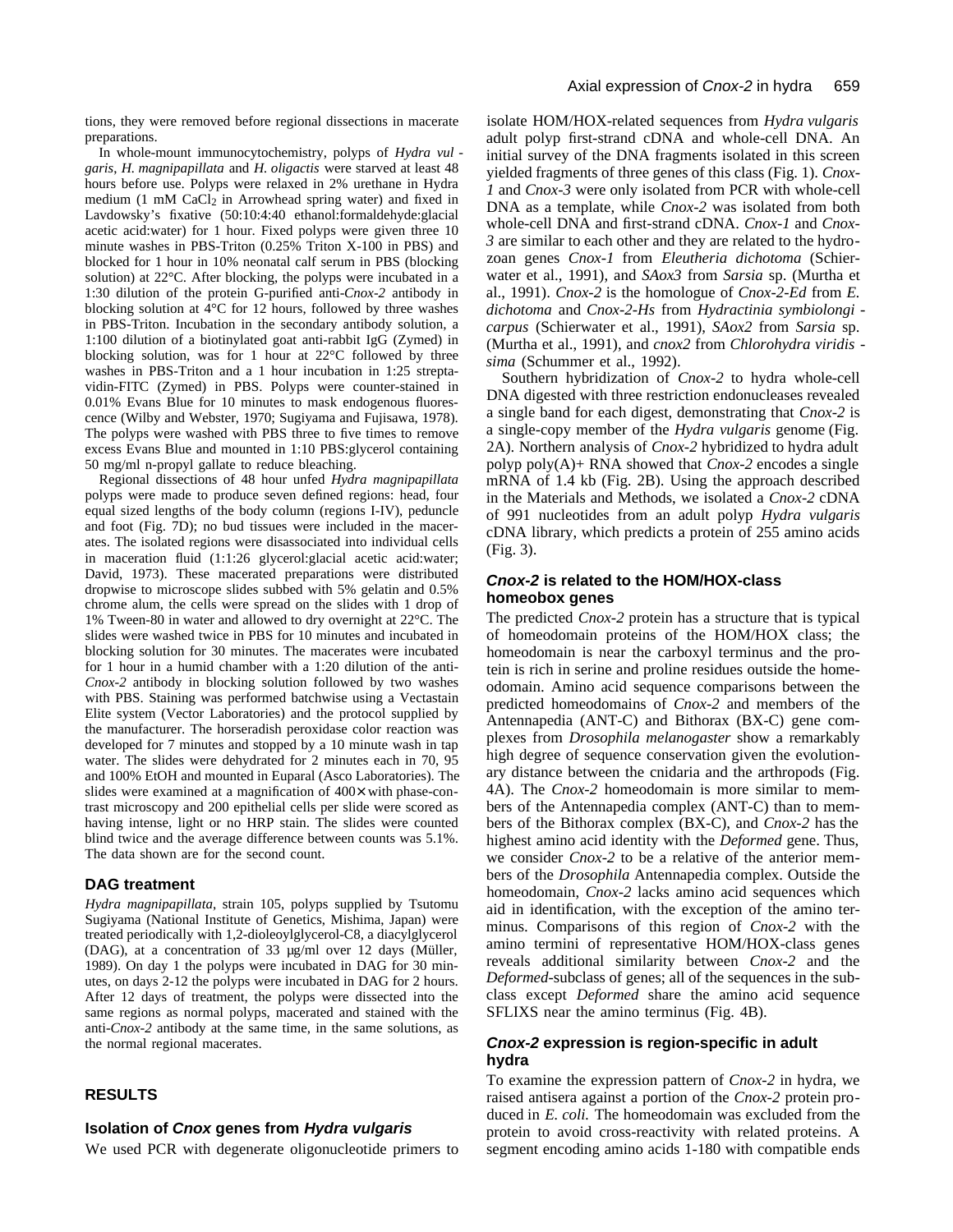tions, they were removed before regional dissections in macerate preparations.

In whole-mount immunocytochemistry, polyps of *Hydra vulgaris*, *H. magnipapillata* and *H. oligactis* were starved at least 48 hours before use. Polyps were relaxed in 2% urethane in Hydra medium (1 mM $CaCl_2$ in Arrowhead spring water) and fixed in Lavdowsky's fixative (50:10:4:40 ethanol:formaldehyde:glacial acetic acid:water) for 1 hour. Fixed polyps were given three 10 minute washes in PBS-Triton (0.25% Triton X-100 in PBS) and blocked for 1 hour in 10% neonatal calf serum in PBS (blocking solution) at 22°C. After blocking, the polyps were incubated in a 1:30 dilution of the protein G-purified anti-*Cnox-2* antibody in blocking solution at 4°C for 12 hours, followed by three washes in PBS-Triton. Incubation in the secondary antibody solution, a 1:100 dilution of a biotinylated goat anti-rabbit IgG (Zymed) in blocking solution, was for 1 hour at 22°C followed by three washes in PBS-Triton and a 1 hour incubation in 1:25 streptavidin-FITC (Zymed) in PBS. Polyps were counter-stained in 0.01% Evans Blue for 10 minutes to mask endogenous fluorescence (Wilby and Webster, 1970; Sugiyama and Fujisawa, 1978). The polyps were washed with PBS three to five times to remove excess Evans Blue and mounted in 1:10 PBS:glycerol containing 50 mg/ml n-propyl gallate to reduce bleaching.

Regional dissections of 48 hour unfed *Hydra magnipapillata* polyps were made to produce seven defined regions: head, four equal sized lengths of the body column (regions I-IV), peduncle and foot (Fig. 7D); no bud tissues were included in the macerates. The isolated regions were disassociated into individual cells in maceration fluid (1:1:26 glycerol:glacial acetic acid:water; David, 1973). These macerated preparations were distributed dropwise to microscope slides subbed with 5% gelatin and 0.5% chrome alum, the cells were spread on the slides with 1 drop of 1% Tween-80 in water and allowed to dry overnight at 22°C. The slides were washed twice in PBS for 10 minutes and incubated in blocking solution for 30 minutes. The macerates were incubated for 1 hour in a humid chamber with a 1:20 dilution of the anti-*Cnox-2* antibody in blocking solution followed by two washes with PBS. Staining was performed batchwise using a Vectastain Elite system (Vector Laboratories) and the protocol supplied by the manufacturer. The horseradish peroxidase color reaction was developed for 7 minutes and stopped by a 10 minute wash in tap water. The slides were dehydrated for 2 minutes each in 70, 95 and 100% EtOH and mounted in Euparal (Asco Laboratories). The slides were examined at a magnification of 400× with phase-contrast microscopy and 200 epithelial cells per slide were scored as having intense, light or no HRP stain. The slides were counted blind twice and the average difference between counts was 5.1%. The data shown are for the second count.

### DAG treatment

*Hydra magnipapillata*, strain 105, polyps supplied by Tsutomu Sugiyama (National Institute of Genetics, Mishima, Japan) were treated periodically with 1,2-dioleoylglycerol-C8, a diacylglycerol (DAG), at a concentration of 33 μg/ml over 12 days (Müller, 1989). On day 1 the polyps were incubated in DAG for 30 minutes, on days 2-12 the polyps were incubated in DAG for 2 hours. After 12 days of treatment, the polyps were dissected into the same regions as normal polyps, macerated and stained with the anti-*Cnox-2* antibody at the same time, in the same solutions, as the normal regional macerates.

## RESULTS

### Isolation of *Cnox* genes from *Hydra vulgaris*

We used PCR with degenerate oligonucleotide primers to isolate HOM/HOX-related sequences from *Hydra vulgaris* adult polyp first-strand cDNA and whole-cell DNA. An initial survey of the DNA fragments isolated in this screen yielded fragments of three genes of this class (Fig. 1). *Cnox-1* and *Cnox-3* were only isolated from PCR with whole-cell DNA as a template, while *Cnox-2* was isolated from both whole-cell DNA and first-strand cDNA. *Cnox-1* and *Cnox-3* are similar to each other and they are related to the hydrozoan genes *Cnox-1* from *Eleutheria dichotoma* (Schierwater et al., 1991), and *SAox3* from *Sarsia* sp. (Murtha et al., 1991). *Cnox-2* is the homologue of *Cnox-2-Ed* from *E. dichotoma* and *Cnox-2-Hs* from *Hydractinia symbiolongicarpus* (Schierwater et al., 1991), *SAox2* from *Sarsia* sp. (Murtha et al., 1991), and *cnox2* from *Chlorohydra viridissima* (Schummer et al., 1992).

Southern hybridization of *Cnox-2* to hydra whole-cell DNA digested with three restriction endonucleases revealed a single band for each digest, demonstrating that *Cnox-2* is a single-copy member of the *Hydra vulgaris* genome (Fig. 2A). Northern analysis of *Cnox-2* hybridized to hydra adult polyp poly(A)+ RNA showed that *Cnox-2* encodes a single mRNA of 1.4 kb (Fig. 2B). Using the approach described in the Materials and Methods, we isolated a *Cnox-2* cDNA of 991 nucleotides from an adult polyp *Hydra vulgaris* cDNA library, which predicts a protein of 255 amino acids (Fig. 3).

### *Cnox-2* is related to the HOM/HOX-class homeobox genes

The predicted *Cnox-2* protein has a structure that is typical of homeodomain proteins of the HOM/HOX class; the homeodomain is near the carboxyl terminus and the protein is rich in serine and proline residues outside the homeodomain. Amino acid sequence comparisons between the predicted homeodomains of *Cnox-2* and members of the Antennapedia (ANT-C) and Bithorax (BX-C) gene complexes from *Drosophila melanogaster* show a remarkably high degree of sequence conservation given the evolutionary distance between the cnidaria and the arthropods (Fig. 4A). The *Cnox-2* homeodomain is more similar to members of the Antennapedia complex (ANT-C) than to members of the Bithorax complex (BX-C), and *Cnox-2* has the highest amino acid identity with the *Deformed* gene. Thus, we consider *Cnox-2* to be a relative of the anterior members of the *Drosophila* Antennapedia complex. Outside the homeodomain, *Cnox-2* lacks amino acid sequences which aid in identification, with the exception of the amino terminus. Comparisons of this region of *Cnox-2* with the amino termini of representative HOM/HOX-class genes reveals additional similarity between *Cnox-2* and the *Deformed*-subclass of genes; all of the sequences in the subclass except *Deformed* share the amino acid sequence SFLIXS near the amino terminus (Fig. 4B).

### *Cnox-2* expression is region-specific in adult hydra

To examine the expression pattern of *Cnox-2* in hydra, we raised antisera against a portion of the *Cnox-2* protein produced in *E. coli.* The homeodomain was excluded from the protein to avoid cross-reactivity with related proteins. A segment encoding amino acids 1-180 with compatible ends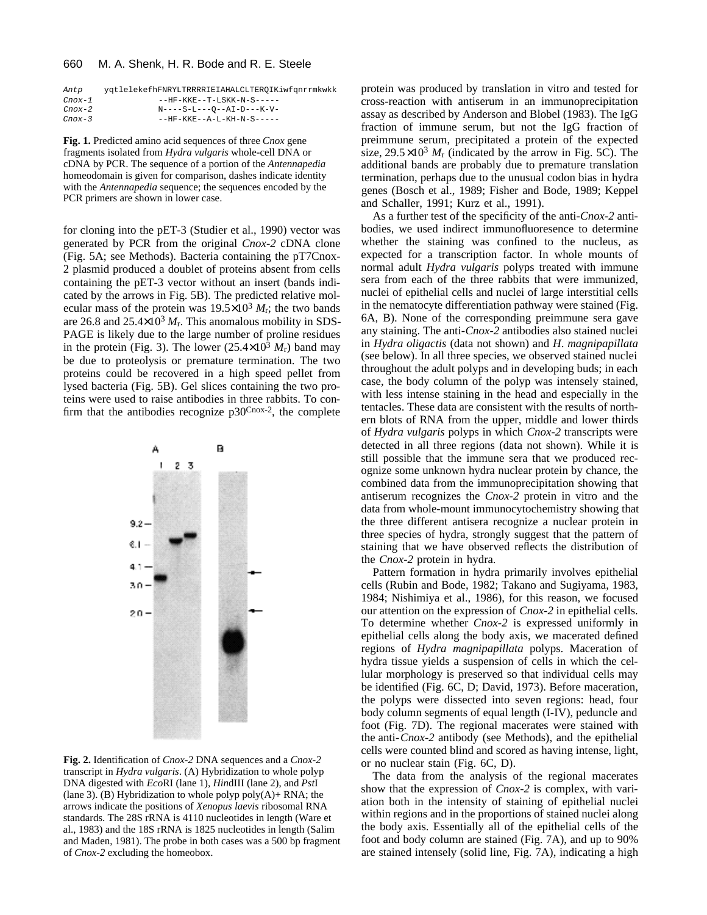```
Antp    yqtlelekefhFNRYLTRRRRIEIAHALCLTERQIKiwfqnrrmkwkk
Cnox-1            --HF-KKE--T-LSKK-N-S-----
Cnox-2            N----S-L---Q--AI-D---K-V-
Cnox-3            --HF-KKE--A-L-KH-N-S-----
```

**Fig. 1.** Predicted amino acid sequences of three *Cnox* gene fragments isolated from *Hydra vulgaris* whole-cell DNA or cDNA by PCR. The sequence of a portion of the *Antennapedia* homeodomain is given for comparison, dashes indicate identity with the *Antennapedia* sequence; the sequences encoded by the PCR primers are shown in lower case.

for cloning into the pET-3 (Studier et al., 1990) vector was generated by PCR from the original *Cnox-2* cDNA clone (Fig. 5A; see Methods). Bacteria containing the pT7Cnox-2 plasmid produced a doublet of proteins absent from cells containing the pET-3 vector without an insert (bands indicated by the arrows in Fig. 5B). The predicted relative molecular mass of the protein was $19.5\times10^3$ $M_r$; the two bands are 26.8 and $25.4\times10^3$ $M_r$. This anomalous mobility in SDS-PAGE is likely due to the large number of proline residues in the protein (Fig. 3). The lower ($25.4\times10^3$ $M_r$) band may be due to proteolysis or premature termination. The two proteins could be recovered in a high speed pellet from lysed bacteria (Fig. 5B). Gel slices containing the two proteins were used to raise antibodies in three rabbits. To confirm that the antibodies recognize $p30^{Cnox-2}$, the complete protein was produced by translation in vitro and tested for cross-reaction with antiserum in an immunoprecipitation assay as described by Anderson and Blobel (1983). The IgG fraction of immune serum, but not the IgG fraction of preimmune serum, precipitated a protein of the expected size, $29.5\times10^3$ $M_r$ (indicated by the arrow in Fig. 5C). The additional bands are probably due to premature translation termination, perhaps due to the unusual codon bias in hydra genes (Bosch et al., 1989; Fisher and Bode, 1989; Keppel and Schaller, 1991; Kurz et al., 1991).

As a further test of the specificity of the anti-*Cnox-2* antibodies, we used indirect immunofluoresence to determine whether the staining was confined to the nucleus, as expected for a transcription factor. In whole mounts of normal adult *Hydra vulgaris* polyps treated with immune sera from each of the three rabbits that were immunized, nuclei of epithelial cells and nuclei of large interstitial cells in the nematocyte differentiation pathway were stained (Fig. 6A, B). None of the corresponding preimmune sera gave any staining. The anti-*Cnox-2* antibodies also stained nuclei in *Hydra oligactis* (data not shown) and *H. magnipapillata* (see below). In all three species, we observed stained nuclei throughout the adult polyps and in developing buds; in each case, the body column of the polyp was intensely stained, with less intense staining in the head and especially in the tentacles. These data are consistent with the results of northern blots of RNA from the upper, middle and lower thirds of *Hydra vulgaris* polyps in which *Cnox-2* transcripts were detected in all three regions (data not shown). While it is still possible that the immune sera that we produced recognize some unknown hydra nuclear protein by chance, the combined data from the immunoprecipitation showing that antiserum recognizes the *Cnox-2* protein in vitro and the data from whole-mount immunocytochemistry showing that the three different antisera recognize a nuclear protein in three species of hydra, strongly suggest that the pattern of staining that we have observed reflects the distribution of the *Cnox-2* protein in hydra.

Pattern formation in hydra primarily involves epithelial cells (Rubin and Bode, 1982; Takano and Sugiyama, 1983, 1984; Nishimiya et al., 1986), for this reason, we focused our attention on the expression of *Cnox-2* in epithelial cells. To determine whether *Cnox-2* is expressed uniformly in epithelial cells along the body axis, we macerated defined regions of *Hydra magnipapillata* polyps. Maceration of hydra tissue yields a suspension of cells in which the cellular morphology is preserved so that individual cells may be identified (Fig. 6C, D; David, 1973). Before maceration, the polyps were dissected into seven regions: head, four body column segments of equal length (I-IV), peduncle and foot (Fig. 7D). The regional macerates were stained with the anti-*Cnox-2* antibody (see Methods), and the epithelial cells were counted blind and scored as having intense, light, or no nuclear stain (Fig. 6C, D).

The data from the analysis of the regional macerates show that the expression of *Cnox-2* is complex, with variation both in the intensity of staining of epithelial nuclei within regions and in the proportions of stained nuclei along the body axis. Essentially all of the epithelial cells of the foot and body column are stained (Fig. 7A), and up to 90% are stained intensely (solid line, Fig. 7A), indicating a high

**Fig. 2.** Identification of *Cnox-2* DNA sequences and a *Cnox-2* transcript in *Hydra vulgaris*. (A) Hybridization to whole polyp DNA digested with *Eco*RI (lane 1), *Hin*dIII (lane 2), and *Pst*I (lane 3). (B) Hybridization to whole polyp poly(A)+ RNA; the arrows indicate the positions of *Xenopus laevis* ribosomal RNA standards. The 28S rRNA is 4110 nucleotides in length (Ware et al., 1983) and the 18S rRNA is 1825 nucleotides in length (Salim and Maden, 1981). The probe in both cases was a 500 bp fragment of *Cnox-2* excluding the homeobox.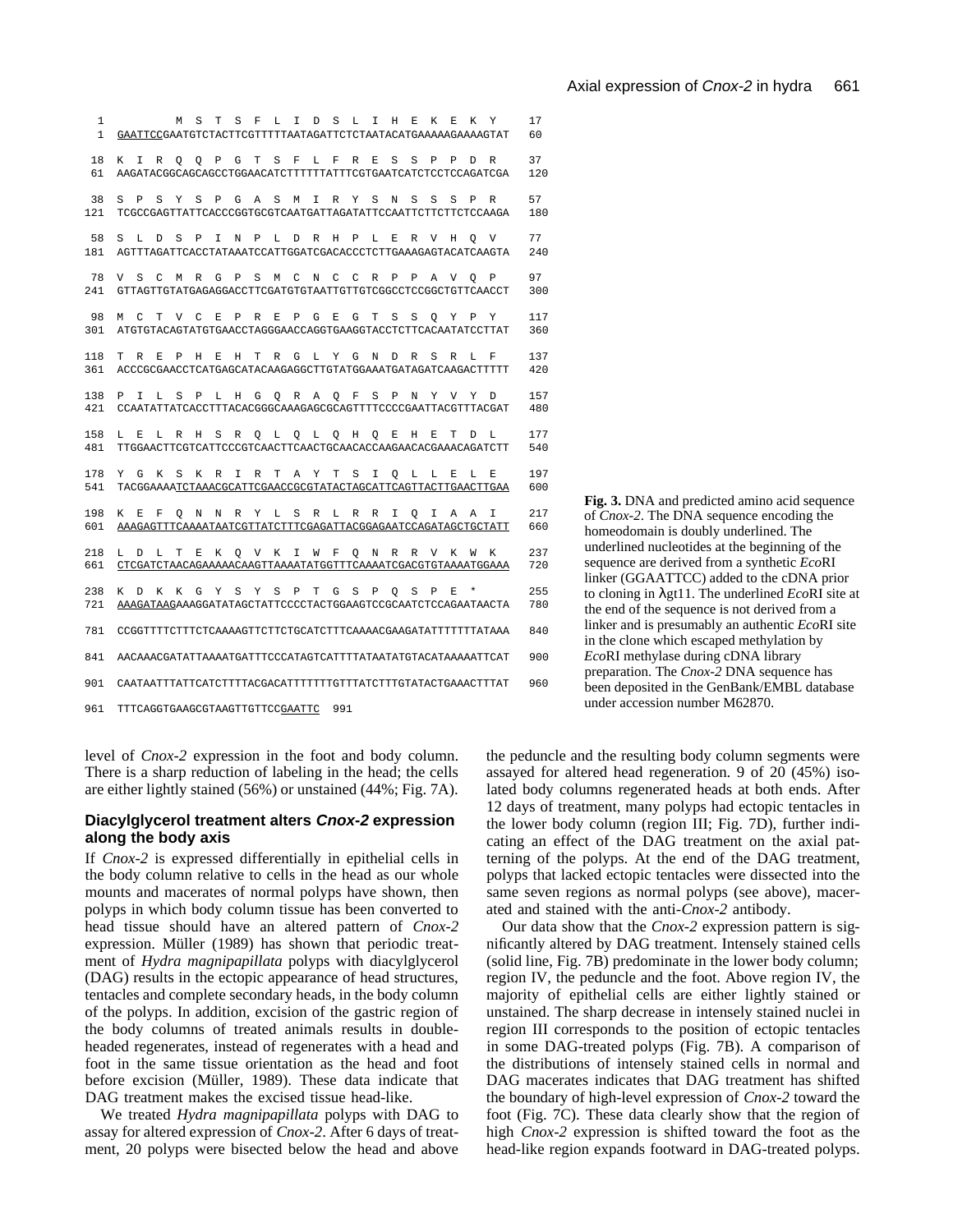```
  1          M  S  T  S  F  L  I  D  S  L  I  H  E  K  E  K  Y     17
  1  GAATTCCGAATGTCTACTTCGTTTTTAATAGATTCTCTAATACATGAAAAAGAAAAGTAT   60

 18  K  I  R  Q  Q  P  G  T  S  F  L  F  R  E  S  S  P  P  D  R     37
 61  AAGATACGGCAGCAGCCTGGAACATCTTTTTTATTTCGTGAATCATCTCCTCCAGATCGA  120

 38  S  P  S  Y  S  P  G  A  S  M  I  R  Y  S  N  S  S  S  P  R     57
121  TCGCCGAGTTATTCACCCGGTGCGTCAATGATTAGATATTCCAATTCTTCTTCTCCAAGA  180

 58  S  L  D  S  P  I  N  P  L  D  R  H  P  L  E  R  V  H  Q  V     77
181  AGTTTAGATTCACCTATAAATCCATTGGATCGACACCCTCTTGAAAGAGTACATCAAGTA  240

 78  V  S  C  M  R  G  P  S  M  C  N  C  C  R  P  P  A  V  Q  P     97
241  GTTAGTTGTATGAGAGGACCTTCGATGTGTAATTGTTGTCGGCCTCCGGCTGTTCAACCT  300

 98  M  C  T  V  C  E  P  R  E  P  G  E  G  T  S  S  Q  Y  P  Y    117
301  ATGTGTACAGTATGTGAACCTAGGGAACCAGGTGAAGGTACCTCTTCACAATATCCTTAT  360

118  T  R  E  P  H  E  H  T  R  G  L  Y  G  N  D  R  S  R  L  F    137
361  ACCCGCGAACCTCATGAGCATACAAGAGGCTTGTATGGAAATGATAGATCAAGACTTTTT  420

138  P  I  L  S  P  L  H  G  Q  R  A  Q  F  S  P  N  Y  V  Y  D    157
421  CCAATATTATCACCTTTACACGGGCAAAGAGCGCAGTTTTCCCCGAATTACGTTTACGAT  480

158  L  E  L  R  H  S  R  Q  L  Q  L  Q  H  Q  E  H  E  T  D  L    177
481  TTGGAACTTCGTCATTCCCGTCAACTTCAACTGCAACACCAAGAACACGAAACAGATCTT  540

178  Y  G  K  S  K  R  I  R  T  A  Y  T  S  I  Q  L  L  E  L  E    197
541  TACGGAAAATCTAAACGCATTCGAACCGCGTATACTAGCATTCAGTTACTTGAACTTGAA  600

198  K  E  F  Q  N  N  R  Y  L  S  R  L  R  R  I  Q  I  A  A  I    217
601  AAAGAGTTTCAAAATAATCGTTATCTTTCGAGATTACGGAGAATCCAGATAGCTGCTATT  660

218  L  D  L  T  E  K  Q  V  K  I  W  F  Q  N  R  R  V  K  W  K    237
661  CTCGATCTAACAGAAAAACAAGTTAAAATATGGTTTCAAAATCGACGTGTAAAATGGAAA  720

238  K  D  K  K  G  Y  S  Y  S  P  T  G  S  P  Q  S  P  E  *      255
721  AAAGATAAGAAAGGATATAGCTATTCCCCTACTGGAAGTCCGCAATCTCCAGAATAACTA  780

781  CCGGTTTTCTTTCTCAAAAGTTCTTCTGCATCTTTCAAAACGAAGATATTTTTTTATAAA  840

841  AACAAACGATATTAAAATGATTTCCCATAGTCATTTTATAATATGTACATAAAAATTCAT  900

901  CAATAATTTATTCATCTTTTACGACATTTTTTTGTTTATCTTTGTATACTGAAACTTTAT  960

961  TTTCAGGTGAAGCGTAAGTTGTTCCGAATTC  991
```

**Fig. 3.** DNA and predicted amino acid sequence of *Cnox-2*. The DNA sequence encoding the homeodomain is doubly underlined. The underlined nucleotides at the beginning of the sequence are derived from a synthetic *Eco*RI linker (GGAATTCC) added to the cDNA prior to cloning in λgt11. The underlined *Eco*RI site at the end of the sequence is not derived from a linker and is presumably an authentic *Eco*RI site in the clone which escaped methylation by *Eco*RI methylase during cDNA library preparation. The *Cnox-2* DNA sequence has been deposited in the GenBank/EMBL database under accession number M62870.

level of *Cnox-2* expression in the foot and body column. There is a sharp reduction of labeling in the head; the cells are either lightly stained (56%) or unstained (44%; Fig. 7A).

### Diacylglycerol treatment alters *Cnox-2* expression along the body axis

If *Cnox-2* is expressed differentially in epithelial cells in the body column relative to cells in the head as our whole mounts and macerates of normal polyps have shown, then polyps in which body column tissue has been converted to head tissue should have an altered pattern of *Cnox-2* expression. Müller (1989) has shown that periodic treatment of *Hydra magnipapillata* polyps with diacylglycerol (DAG) results in the ectopic appearance of head structures, tentacles and complete secondary heads, in the body column of the polyps. In addition, excision of the gastric region of the body columns of treated animals results in double-headed regenerates, instead of regenerates with a head and foot in the same tissue orientation as the head and foot before excision (Müller, 1989). These data indicate that DAG treatment makes the excised tissue head-like.

We treated *Hydra magnipapillata* polyps with DAG to assay for altered expression of *Cnox-2*. After 6 days of treatment, 20 polyps were bisected below the head and above the peduncle and the resulting body column segments were assayed for altered head regeneration. 9 of 20 (45%) isolated body columns regenerated heads at both ends. After 12 days of treatment, many polyps had ectopic tentacles in the lower body column (region III; Fig. 7D), further indicating an effect of the DAG treatment on the axial patterning of the polyps. At the end of the DAG treatment, polyps that lacked ectopic tentacles were dissected into the same seven regions as normal polyps (see above), macerated and stained with the anti-*Cnox-2* antibody.

Our data show that the *Cnox-2* expression pattern is significantly altered by DAG treatment. Intensely stained cells (solid line, Fig. 7B) predominate in the lower body column; region IV, the peduncle and the foot. Above region IV, the majority of epithelial cells are either lightly stained or unstained. The sharp decrease in intensely stained nuclei in region III corresponds to the position of ectopic tentacles in some DAG-treated polyps (Fig. 7B). A comparison of the distributions of intensely stained cells in normal and DAG macerates indicates that DAG treatment has shifted the boundary of high-level expression of *Cnox-2* toward the foot (Fig. 7C). These data clearly show that the region of high *Cnox-2* expression is shifted toward the foot as the head-like region expands footward in DAG-treated polyps.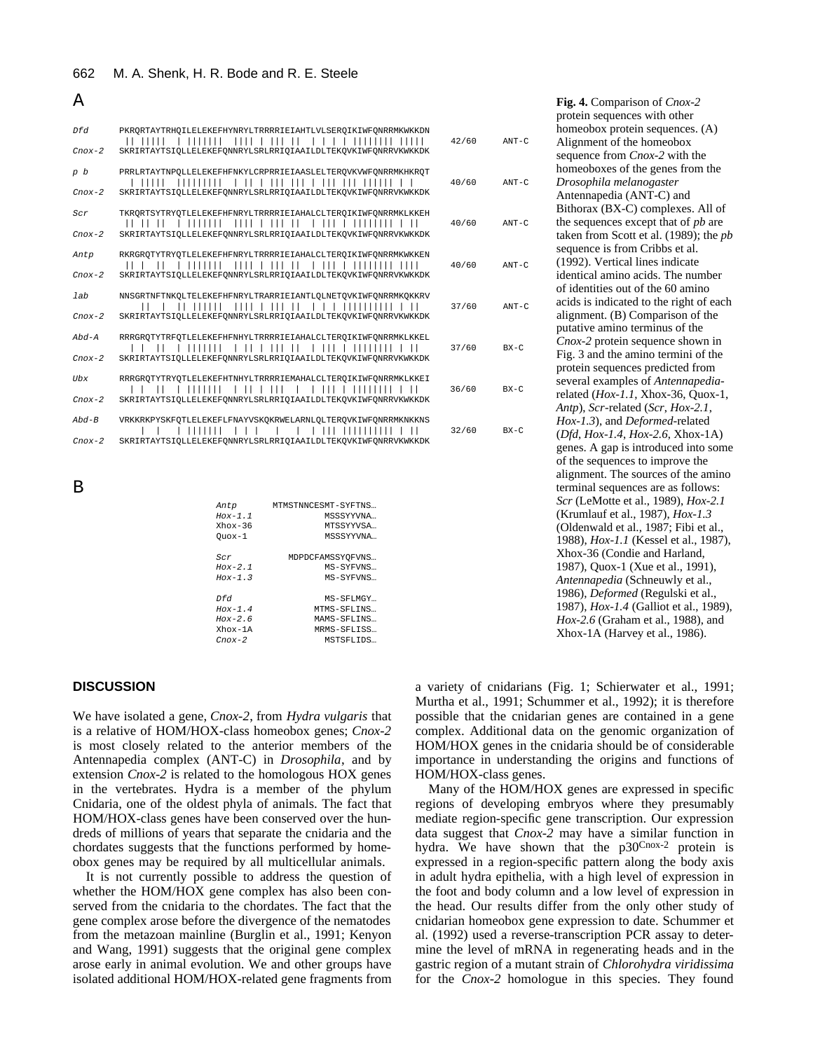A

```
Dfd     PKRQRTAYTRHQILELEKEFHYNRYLTRRRRIEIAHTLVLSERQIKIWFQNRRMKWKKDN
         || |||||  | |||||||  |||| | ||| ||  | | | |||||||| |||||      42/60    ANT-C
Cnox-2  SKRIRTAYTSIQLLELEKEFQNNRYLSRLRRIQIAAILDLTEKQVKIWFQNRRVKWKKDK

p b     PRRLRTAYTNPQLLELEKEFHFNKYLCRPRRIEIAASLELTERQVKVWFQNRRMKHKRQT
          | |||||  |||||||||  | || | ||| ||| | ||| ||| |||||| | |      40/60    ANT-C
Cnox-2  SKRIRTAYTSIQLLELEKEFQNNRYLSRLRRIQIAAILDLTEKQVKIWFQNRRVKWKKDK

Scr     TKRQRTSYTRYQTLELEKEFHFNRYLTRRRRIEIAHALCLTERQIKIWFQNRRMKLKKEH
         || || ||  | |||||||  |||| | ||| ||  | |||  | |||||||| | ||      40/60    ANT-C
Cnox-2  SKRIRTAYTSIQLLELEKEFQNNRYLSRLRRIQIAAILDLTEKQVKIWFQNRRVKWKKDK

Antp    RKRGRQTYTRYQTLELEKEFHFNRYLTRRRRIEIAHALCLTERQIKIWFQNRRMKWKKEN
         || |  ||  | |||||||  |||| | ||| ||  | ||| | |||||||| ||||      40/60    ANT-C
Cnox-2  SKRIRTAYTSIQLLELEKEFQNNRYLSRLRRIQIAAILDLTEKQVKIWFQNRRVKWKKDK

lab     NNSGRTNFTNKQLTELEKEFHFNRYLTRARRIEIANTLQLNETQVKIWFQNRRMKQKKRV
              ||  |  || ||||||  |||| | ||| ||  | | | |||||||||| | ||      37/60    ANT-C
Cnox-2  SKRIRTAYTSIQLLELEKEFQNNRYLSRLRRIQIAAILDLTEKQVKIWFQNRRVKWKKDK

Abd-A   RRRGRQTYTRFQTLELEKEFHFNHYLTRRRRIEIAHALCLTERQIKIWFQNRRMKLKKEL
         | |  ||  | |||||||  | || | ||| ||  | ||| | |||||||| | ||      37/60    BX-C
Cnox-2  SKRIRTAYTSIQLLELEKEFQNNRYLSRLRRIQIAAILDLTEKQVKIWFQNRRVKWKKDK

Ubx     RRRGRQTYTRYQTLELEKEFHTNHYLTRRRRIEMAHALCLTERQIKIWFQNRRMKLKKEI
         | |  ||  | |||||||  | || | |||  |  | ||| | |||||||| | ||      36/60    BX-C
Cnox-2  SKRIRTAYTSIQLLELEKEFQNNRYLSRLRRIQIAAILDLTEKQVKIWFQNRRVKWKKDK

Abd-B   VRKKRKPYSKFQTLELEKEFLFNAYVSKQKRWELARNLQLTERQVKIWFQNRRMKNKKNS
              |  |    | |||||||  | | |    |    |  | ||| |||||||||| | ||      32/60    BX-C
Cnox-2  SKRIRTAYTSIQLLELEKEFQNNRYLSRLRRIQIAAILDLTEKQVKIWFQNRRVKWKKDK
```

B

```
Antp      MTMSTNNCESMT-SYFTNS…
Hox-1.1           MSSSYYVNA…
Xhox-36           MTSSYYVSA…
Quox-1            MSSSYYVNA…

Scr       MDPDCFAMSSYQFVNS…
Hox-2.1           MS-SYFVNS…
Hox-1.3           MS-SYFVNS…

Dfd               MS-SFLMGY…
Hox-1.4         MTMS-SFLINS…
Hox-2.6         MAMS-SFLINS…
Xhox-1A         MRMS-SFLISS…
Cnox-2            MSTSFLIDS…
```

**Fig. 4.** Comparison of *Cnox-2* protein sequences with other homeobox protein sequences. (A) Alignment of the homeobox sequence from *Cnox-2* with the homeoboxes of the genes from the *Drosophila melanogaster* Antennapedia (ANT-C) and Bithorax (BX-C) complexes. All of the sequences except that of *pb* are taken from Scott et al. (1989); the *pb* sequence is from Cribbs et al. (1992). Vertical lines indicate identical amino acids. The number of identities out of the 60 amino acids is indicated to the right of each alignment. (B) Comparison of the putative amino terminus of the *Cnox-2* protein sequence shown in Fig. 3 and the amino termini of the protein sequences predicted from several examples of *Antennapedia*-related (*Hox-1.1*, Xhox-36, Quox-1, *Antp*), *Scr*-related (*Scr*, *Hox-2.1*, *Hox-1.3*), and *Deformed*-related (*Dfd*, *Hox-1.4*, *Hox-2.6*, Xhox-1A) genes. A gap is introduced into some of the sequences to improve the alignment. The sources of the amino terminal sequences are as follows: *Scr* (LeMotte et al., 1989), *Hox-2.1* (Krumlauf et al., 1987), *Hox-1.3* (Oldenwald et al., 1987; Fibi et al., 1988), *Hox-1.1* (Kessel et al., 1987), Xhox-36 (Condie and Harland, 1987), Quox-1 (Xue et al., 1991), *Antennapedia* (Schneuwly et al., 1986), *Deformed* (Regulski et al., 1987), *Hox-1.4* (Galliot et al., 1989), *Hox-2.6* (Graham et al., 1988), and Xhox-1A (Harvey et al., 1986).

## DISCUSSION

We have isolated a gene, *Cnox-2*, from *Hydra vulgaris* that is a relative of HOM/HOX-class homeobox genes; *Cnox-2* is most closely related to the anterior members of the Antennapedia complex (ANT-C) in *Drosophila*, and by extension *Cnox-2* is related to the homologous HOX genes in the vertebrates. Hydra is a member of the phylum Cnidaria, one of the oldest phyla of animals. The fact that HOM/HOX-class genes have been conserved over the hundreds of millions of years that separate the cnidaria and the chordates suggests that the functions performed by homeobox genes may be required by all multicellular animals.

It is not currently possible to address the question of whether the HOM/HOX gene complex has also been conserved from the cnidaria to the chordates. The fact that the gene complex arose before the divergence of the nematodes from the metazoan mainline (Burglin et al., 1991; Kenyon and Wang, 1991) suggests that the original gene complex arose early in animal evolution. We and other groups have isolated additional HOM/HOX-related gene fragments from a variety of cnidarians (Fig. 1; Schierwater et al., 1991; Murtha et al., 1991; Schummer et al., 1992); it is therefore possible that the cnidarian genes are contained in a gene complex. Additional data on the genomic organization of HOM/HOX genes in the cnidaria should be of considerable importance in understanding the origins and functions of HOM/HOX-class genes.

Many of the HOM/HOX genes are expressed in specific regions of developing embryos where they presumably mediate region-specific gene transcription. Our expression data suggest that *Cnox-2* may have a similar function in hydra. We have shown that the $p30^{Cnox\text{-}2}$ protein is expressed in a region-specific pattern along the body axis in adult hydra epithelia, with a high level of expression in the foot and body column and a low level of expression in the head. Our results differ from the only other study of cnidarian homeobox gene expression to date. Schummer et al. (1992) used a reverse-transcription PCR assay to determine the level of mRNA in regenerating heads and in the gastric region of a mutant strain of *Chlorohydra viridissima* for the *Cnox-2* homologue in this species. They found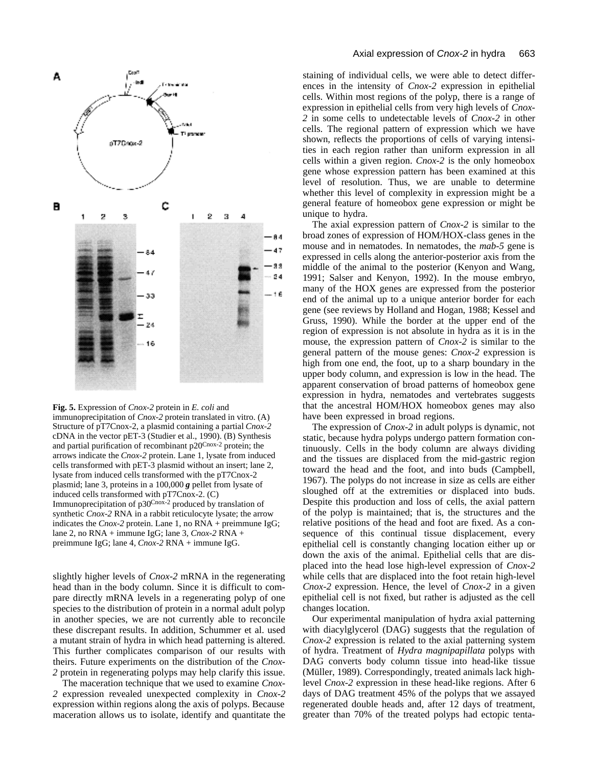**Fig. 5.** Expression of *Cnox-2* protein in *E. coli* and immunoprecipitation of *Cnox-2* protein translated in vitro. (A) Structure of pT7Cnox-2, a plasmid containing a partial *Cnox-2* cDNA in the vector pET-3 (Studier et al., 1990). (B) Synthesis and partial purification of recombinant p20[Cnox-2] protein; the arrows indicate the *Cnox-2* protein. Lane 1, lysate from induced cells transformed with pET-3 plasmid without an insert; lane 2, lysate from induced cells transformed with the pT7Cnox-2 plasmid; lane 3, proteins in a 100,000 ***g*** pellet from lysate of induced cells transformed with pT7Cnox-2. (C) Immunoprecipitation of p30[Cnox-2] produced by translation of synthetic *Cnox-2* RNA in a rabbit reticulocyte lysate; the arrow indicates the *Cnox-2* protein. Lane 1, no RNA + preimmune IgG; lane 2, no RNA + immune IgG; lane 3, *Cnox-2* RNA + preimmune IgG; lane 4, *Cnox-2* RNA + immune IgG.

slightly higher levels of *Cnox-2* mRNA in the regenerating head than in the body column. Since it is difficult to compare directly mRNA levels in a regenerating polyp of one species to the distribution of protein in a normal adult polyp in another species, we are not currently able to reconcile these discrepant results. In addition, Schummer et al. used a mutant strain of hydra in which head patterning is altered. This further complicates comparison of our results with theirs. Future experiments on the distribution of the *Cnox-2* protein in regenerating polyps may help clarify this issue.

The maceration technique that we used to examine *Cnox-2* expression revealed unexpected complexity in *Cnox-2* expression within regions along the axis of polyps. Because maceration allows us to isolate, identify and quantitate the staining of individual cells, we were able to detect differences in the intensity of *Cnox-2* expression in epithelial cells. Within most regions of the polyp, there is a range of expression in epithelial cells from very high levels of *Cnox-2* in some cells to undetectable levels of *Cnox-2* in other cells. The regional pattern of expression which we have shown, reflects the proportions of cells of varying intensities in each region rather than uniform expression in all cells within a given region. *Cnox-2* is the only homeobox gene whose expression pattern has been examined at this level of resolution. Thus, we are unable to determine whether this level of complexity in expression might be a general feature of homeobox gene expression or might be unique to hydra.

The axial expression pattern of *Cnox-2* is similar to the broad zones of expression of HOM/HOX-class genes in the mouse and in nematodes. In nematodes, the *mab-5* gene is expressed in cells along the anterior-posterior axis from the middle of the animal to the posterior (Kenyon and Wang, 1991; Salser and Kenyon, 1992). In the mouse embryo, many of the HOX genes are expressed from the posterior end of the animal up to a unique anterior border for each gene (see reviews by Holland and Hogan, 1988; Kessel and Gruss, 1990). While the border at the upper end of the region of expression is not absolute in hydra as it is in the mouse, the expression pattern of *Cnox-2* is similar to the general pattern of the mouse genes: *Cnox-2* expression is high from one end, the foot, up to a sharp boundary in the upper body column, and expression is low in the head. The apparent conservation of broad patterns of homeobox gene expression in hydra, nematodes and vertebrates suggests that the ancestral HOM/HOX homeobox genes may also have been expressed in broad regions.

The expression of *Cnox-2* in adult polyps is dynamic, not static, because hydra polyps undergo pattern formation continuously. Cells in the body column are always dividing and the tissues are displaced from the mid-gastric region toward the head and the foot, and into buds (Campbell, 1967). The polyps do not increase in size as cells are either sloughed off at the extremities or displaced into buds. Despite this production and loss of cells, the axial pattern of the polyp is maintained; that is, the structures and the relative positions of the head and foot are fixed. As a consequence of this continual tissue displacement, every epithelial cell is constantly changing location either up or down the axis of the animal. Epithelial cells that are displaced into the head lose high-level expression of *Cnox-2* while cells that are displaced into the foot retain high-level *Cnox-2* expression. Hence, the level of *Cnox-2* in a given epithelial cell is not fixed, but rather is adjusted as the cell changes location.

Our experimental manipulation of hydra axial patterning with diacylglycerol (DAG) suggests that the regulation of *Cnox-2* expression is related to the axial patterning system of hydra. Treatment of *Hydra magnipapillata* polyps with DAG converts body column tissue into head-like tissue (Müller, 1989). Correspondingly, treated animals lack high-level *Cnox-2* expression in these head-like regions. After 6 days of DAG treatment 45% of the polyps that we assayed regenerated double heads and, after 12 days of treatment, greater than 70% of the treated polyps had ectopic tenta-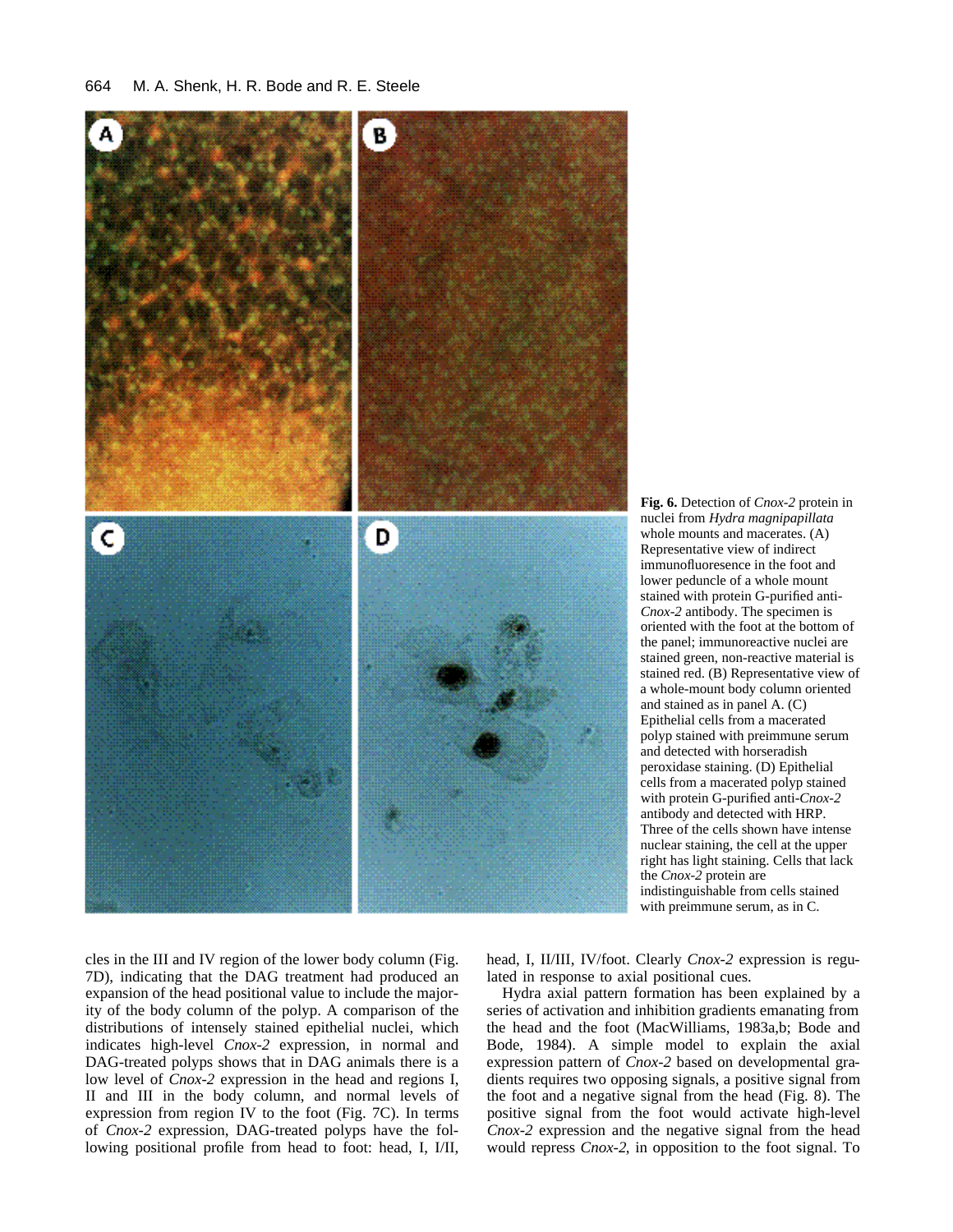**Fig. 6.** Detection of *Cnox-2* protein in nuclei from *Hydra magnipapillata* whole mounts and macerates. (A) Representative view of indirect immunofluoresence in the foot and lower peduncle of a whole mount stained with protein G-purified anti-*Cnox-2* antibody. The specimen is oriented with the foot at the bottom of the panel; immunoreactive nuclei are stained green, non-reactive material is stained red. (B) Representative view of a whole-mount body column oriented and stained as in panel A. (C) Epithelial cells from a macerated polyp stained with preimmune serum and detected with horseradish peroxidase staining. (D) Epithelial cells from a macerated polyp stained with protein G-purified anti-*Cnox-2* antibody and detected with HRP. Three of the cells shown have intense nuclear staining, the cell at the upper right has light staining. Cells that lack the *Cnox-2* protein are indistinguishable from cells stained with preimmune serum, as in C.

cles in the III and IV region of the lower body column (Fig. 7D), indicating that the DAG treatment had produced an expansion of the head positional value to include the majority of the body column of the polyp. A comparison of the distributions of intensely stained epithelial nuclei, which indicates high-level *Cnox-2* expression, in normal and DAG-treated polyps shows that in DAG animals there is a low level of *Cnox-2* expression in the head and regions I, II and III in the body column, and normal levels of expression from region IV to the foot (Fig. 7C). In terms of *Cnox-2* expression, DAG-treated polyps have the following positional profile from head to foot: head, I, I/II, head, I, II/III, IV/foot. Clearly *Cnox-2* expression is regulated in response to axial positional cues.

Hydra axial pattern formation has been explained by a series of activation and inhibition gradients emanating from the head and the foot (MacWilliams, 1983a,b; Bode and Bode, 1984). A simple model to explain the axial expression pattern of *Cnox-2* based on developmental gradients requires two opposing signals, a positive signal from the foot and a negative signal from the head (Fig. 8). The positive signal from the foot would activate high-level *Cnox-2* expression and the negative signal from the head would repress *Cnox-2*, in opposition to the foot signal. To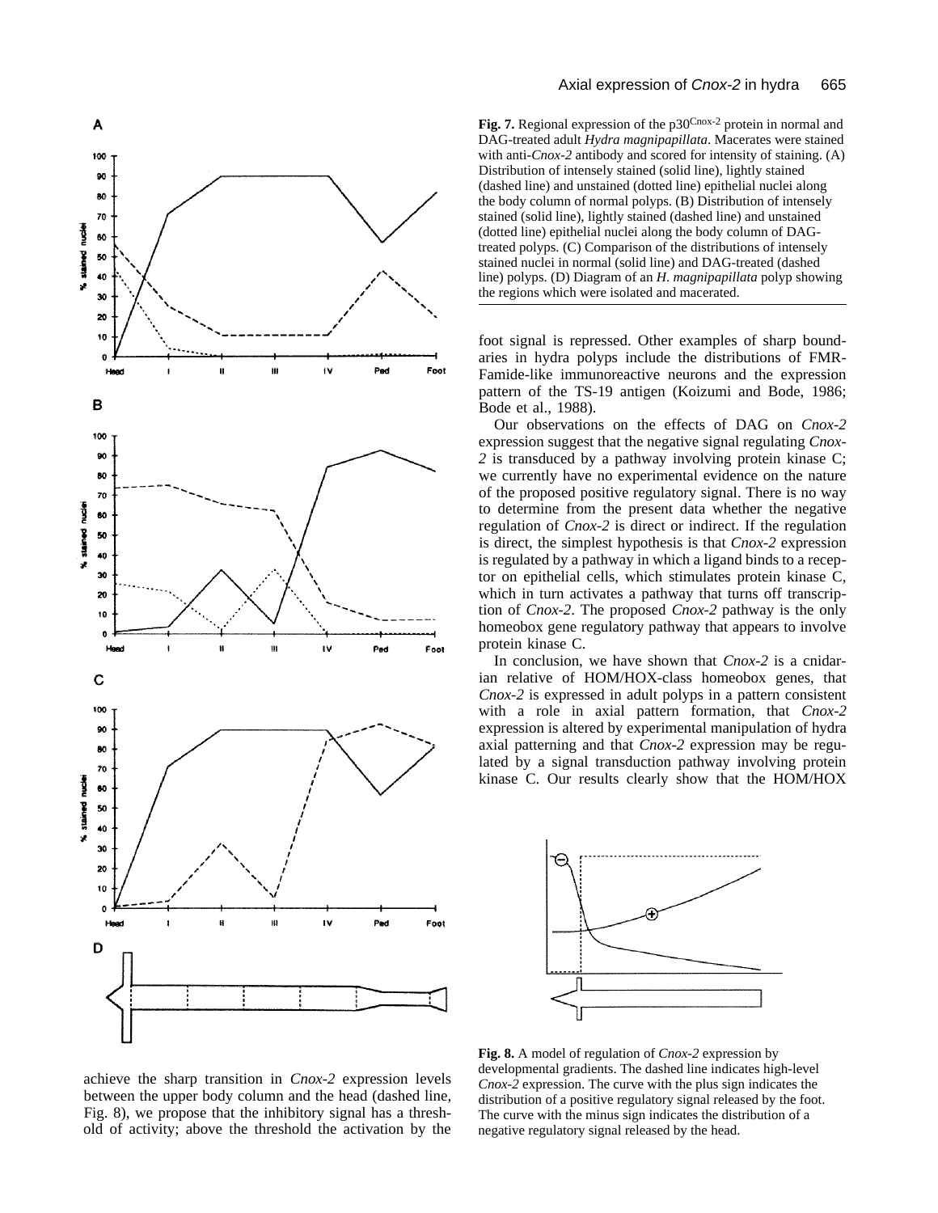**Fig. 7.** Regional expression of the p30[Cnox-2] protein in normal and DAG-treated adult *Hydra magnipapillata*. Macerates were stained with anti-*Cnox-2* antibody and scored for intensity of staining. (A) Distribution of intensely stained (solid line), lightly stained (dashed line) and unstained (dotted line) epithelial nuclei along the body column of normal polyps. (B) Distribution of intensely stained (solid line), lightly stained (dashed line) and unstained (dotted line) epithelial nuclei along the body column of DAG-treated polyps. (C) Comparison of the distributions of intensely stained nuclei in normal (solid line) and DAG-treated (dashed line) polyps. (D) Diagram of an *H. magnipapillata* polyp showing the regions which were isolated and macerated.

foot signal is repressed. Other examples of sharp boundaries in hydra polyps include the distributions of FMR-Famide-like immunoreactive neurons and the expression pattern of the TS-19 antigen (Koizumi and Bode, 1986; Bode et al., 1988).

Our observations on the effects of DAG on *Cnox-2* expression suggest that the negative signal regulating *Cnox-2* is transduced by a pathway involving protein kinase C; we currently have no experimental evidence on the nature of the proposed positive regulatory signal. There is no way to determine from the present data whether the negative regulation of *Cnox-2* is direct or indirect. If the regulation is direct, the simplest hypothesis is that *Cnox-2* expression is regulated by a pathway in which a ligand binds to a receptor on epithelial cells, which stimulates protein kinase C, which in turn activates a pathway that turns off transcription of *Cnox-2*. The proposed *Cnox-2* pathway is the only homeobox gene regulatory pathway that appears to involve protein kinase C.

In conclusion, we have shown that *Cnox-2* is a cnidarian relative of HOM/HOX-class homeobox genes, that *Cnox-2* is expressed in adult polyps in a pattern consistent with a role in axial pattern formation, that *Cnox-2* expression is altered by experimental manipulation of hydra axial patterning and that *Cnox-2* expression may be regulated by a signal transduction pathway involving protein kinase C. Our results clearly show that the HOM/HOX

**Fig. 8.** A model of regulation of *Cnox-2* expression by developmental gradients. The dashed line indicates high-level *Cnox-2* expression. The curve with the plus sign indicates the distribution of a positive regulatory signal released by the foot. The curve with the minus sign indicates the distribution of a negative regulatory signal released by the head.

achieve the sharp transition in *Cnox-2* expression levels between the upper body column and the head (dashed line, Fig. 8), we propose that the inhibitory signal has a threshold of activity; above the threshold the activation by the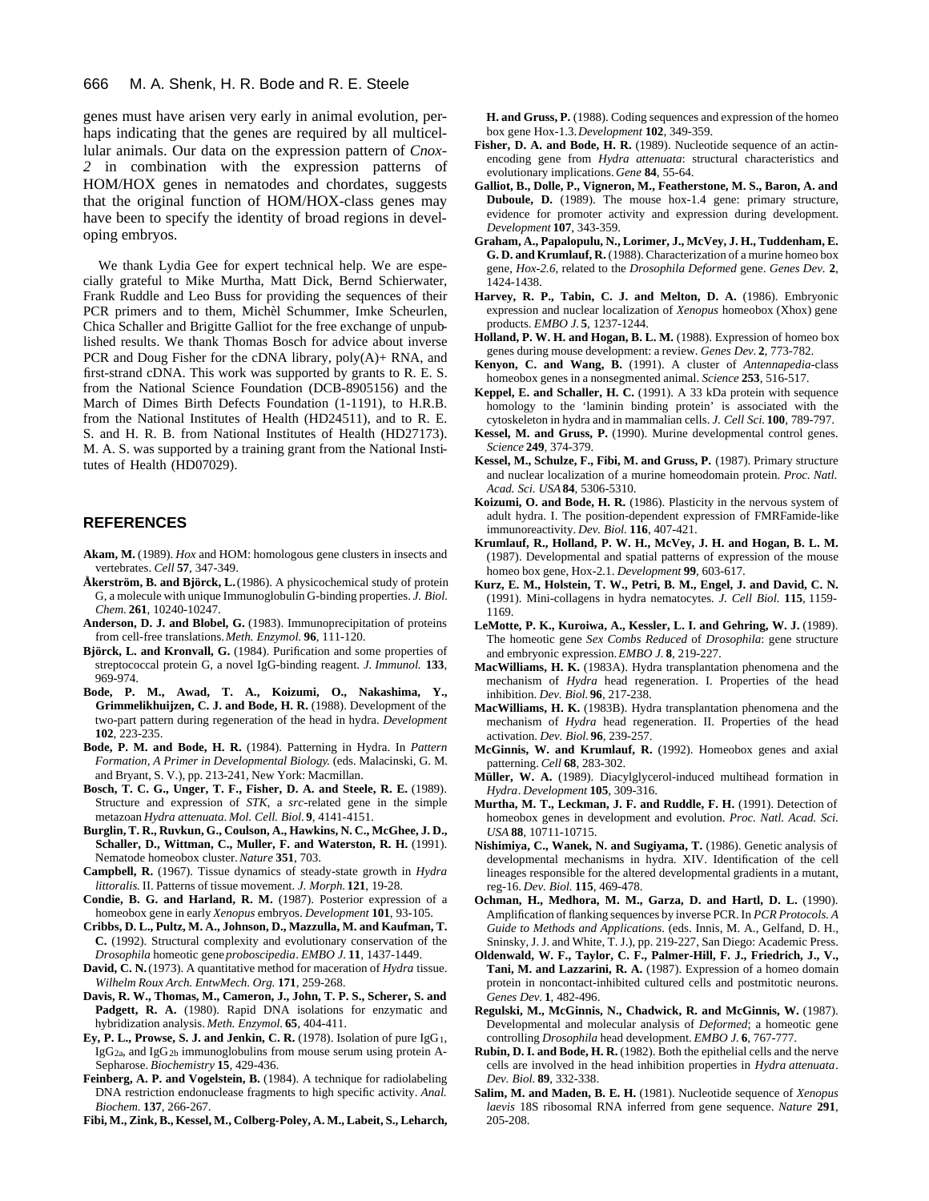genes must have arisen very early in animal evolution, perhaps indicating that the genes are required by all multicellular animals. Our data on the expression pattern of *Cnox-2* in combination with the expression patterns of HOM/HOX genes in nematodes and chordates, suggests that the original function of HOM/HOX-class genes may have been to specify the identity of broad regions in developing embryos.

We thank Lydia Gee for expert technical help. We are especially grateful to Mike Murtha, Matt Dick, Bernd Schierwater, Frank Ruddle and Leo Buss for providing the sequences of their PCR primers and to them, Michèl Schummer, Imke Scheurlen, Chica Schaller and Brigitte Galliot for the free exchange of unpublished results. We thank Thomas Bosch for advice about inverse PCR and Doug Fisher for the cDNA library, poly(A)+ RNA, and first-strand cDNA. This work was supported by grants to R. E. S. from the National Science Foundation (DCB-8905156) and the March of Dimes Birth Defects Foundation (1-1191), to H.R.B. from the National Institutes of Health (HD24511), and to R. E. S. and H. R. B. from National Institutes of Health (HD27173). M. A. S. was supported by a training grant from the National Institutes of Health (HD07029).

## REFERENCES

**Akam, M.** (1989). *Hox* and HOM: homologous gene clusters in insects and vertebrates. *Cell* **57**, 347-349.

**Åkerström, B. and Björck, L.** (1986). A physicochemical study of protein G, a molecule with unique Immunoglobulin G-binding properties. *J. Biol. Chem.* **261**, 10240-10247.

**Anderson, D. J. and Blobel, G.** (1983). Immunoprecipitation of proteins from cell-free translations. *Meth. Enzymol.* **96**, 111-120.

**Björck, L. and Kronvall, G.** (1984). Purification and some properties of streptococcal protein G, a novel IgG-binding reagent. *J. Immunol.* **133**, 969-974.

**Bode, P. M., Awad, T. A., Koizumi, O., Nakashima, Y., Grimmelikhuijzen, C. J. and Bode, H. R.** (1988). Development of the two-part pattern during regeneration of the head in hydra. *Development* **102**, 223-235.

**Bode, P. M. and Bode, H. R.** (1984). Patterning in Hydra. In *Pattern Formation, A Primer in Developmental Biology.* (eds. Malacinski, G. M. and Bryant, S. V.), pp. 213-241, New York: Macmillan.

**Bosch, T. C. G., Unger, T. F., Fisher, D. A. and Steele, R. E.** (1989). Structure and expression of *STK*, a *src*-related gene in the simple metazoan *Hydra attenuata*. *Mol. Cell. Biol.* **9**, 4141-4151.

**Burglin, T. R., Ruvkun, G., Coulson, A., Hawkins, N. C., McGhee, J. D., Schaller, D., Wittman, C., Muller, F. and Waterston, R. H.** (1991). Nematode homeobox cluster. *Nature* **351**, 703.

**Campbell, R.** (1967). Tissue dynamics of steady-state growth in *Hydra littoralis.* II. Patterns of tissue movement. *J. Morph.* **121**, 19-28.

**Condie, B. G. and Harland, R. M.** (1987). Posterior expression of a homeobox gene in early *Xenopus* embryos. *Development* **101**, 93-105.

**Cribbs, D. L., Pultz, M. A., Johnson, D., Mazzulla, M. and Kaufman, T. C.** (1992). Structural complexity and evolutionary conservation of the *Drosophila* homeotic gene *proboscipedia*. *EMBO J.* **11**, 1437-1449.

**David, C. N.** (1973). A quantitative method for maceration of *Hydra* tissue. *Wilhelm Roux Arch. EntwMech. Org.* **171**, 259-268.

**Davis, R. W., Thomas, M., Cameron, J., John, T. P. S., Scherer, S. and Padgett, R. A.** (1980). Rapid DNA isolations for enzymatic and hybridization analysis. *Meth. Enzymol.* **65**, 404-411.

**Ey, P. L., Prowse, S. J. and Jenkin, C. R.** (1978). Isolation of pure $IgG_1$, $IgG_{2a}$, and $IgG_{2b}$ immunoglobulins from mouse serum using protein A-Sepharose. *Biochemistry* **15**, 429-436.

**Feinberg, A. P. and Vogelstein, B.** (1984). A technique for radiolabeling DNA restriction endonuclease fragments to high specific activity. *Anal. Biochem.* **137**, 266-267.

**Fibi, M., Zink, B., Kessel, M., Colberg-Poley, A. M., Labeit, S., Leharch, H. and Gruss, P.** (1988). Coding sequences and expression of the homeo box gene Hox-1.3. *Development* **102**, 349-359.

**Fisher, D. A. and Bode, H. R.** (1989). Nucleotide sequence of an actin-encoding gene from *Hydra attenuata*: structural characteristics and evolutionary implications. *Gene* **84**, 55-64.

**Galliot, B., Dolle, P., Vigneron, M., Featherstone, M. S., Baron, A. and Duboule, D.** (1989). The mouse hox-1.4 gene: primary structure, evidence for promoter activity and expression during development. *Development* **107**, 343-359.

**Graham, A., Papalopulu, N., Lorimer, J., McVey, J. H., Tuddenham, E. G. D. and Krumlauf, R.** (1988). Characterization of a murine homeo box gene, *Hox-2.6*, related to the *Drosophila Deformed* gene. *Genes Dev.* **2**, 1424-1438.

**Harvey, R. P., Tabin, C. J. and Melton, D. A.** (1986). Embryonic expression and nuclear localization of *Xenopus* homeobox (Xhox) gene products. *EMBO J.* **5**, 1237-1244.

**Holland, P. W. H. and Hogan, B. L. M.** (1988). Expression of homeo box genes during mouse development: a review. *Genes Dev.* **2**, 773-782.

**Kenyon, C. and Wang, B.** (1991). A cluster of *Antennapedia*-class homeobox genes in a nonsegmented animal. *Science* **253**, 516-517.

**Keppel, E. and Schaller, H. C.** (1991). A 33 kDa protein with sequence homology to the 'laminin binding protein' is associated with the cytoskeleton in hydra and in mammalian cells. *J. Cell Sci.* **100**, 789-797.

**Kessel, M. and Gruss, P.** (1990). Murine developmental control genes. *Science* **249**, 374-379.

**Kessel, M., Schulze, F., Fibi, M. and Gruss, P.** (1987). Primary structure and nuclear localization of a murine homeodomain protein. *Proc. Natl. Acad. Sci. USA* **84**, 5306-5310.

**Koizumi, O. and Bode, H. R.** (1986). Plasticity in the nervous system of adult hydra. I. The position-dependent expression of FMRFamide-like immunoreactivity. *Dev. Biol.* **116**, 407-421.

**Krumlauf, R., Holland, P. W. H., McVey, J. H. and Hogan, B. L. M.** (1987). Developmental and spatial patterns of expression of the mouse homeo box gene, Hox-2.1. *Development* **99**, 603-617.

**Kurz, E. M., Holstein, T. W., Petri, B. M., Engel, J. and David, C. N.** (1991). Mini-collagens in hydra nematocytes. *J. Cell Biol.* **115**, 1159-1169.

**LeMotte, P. K., Kuroiwa, A., Kessler, L. I. and Gehring, W. J.** (1989). The homeotic gene *Sex Combs Reduced* of *Drosophila*: gene structure and embryonic expression. *EMBO J.* **8**, 219-227.

**MacWilliams, H. K.** (1983A). Hydra transplantation phenomena and the mechanism of *Hydra* head regeneration. I. Properties of the head inhibition. *Dev. Biol.* **96**, 217-238.

**MacWilliams, H. K.** (1983B). Hydra transplantation phenomena and the mechanism of *Hydra* head regeneration. II. Properties of the head activation. *Dev. Biol.* **96**, 239-257.

**McGinnis, W. and Krumlauf, R.** (1992). Homeobox genes and axial patterning. *Cell* **68**, 283-302.

**Müller, W. A.** (1989). Diacylglycerol-induced multihead formation in *Hydra*. *Development* **105**, 309-316.

**Murtha, M. T., Leckman, J. F. and Ruddle, F. H.** (1991). Detection of homeobox genes in development and evolution. *Proc. Natl. Acad. Sci. USA* **88**, 10711-10715.

**Nishimiya, C., Wanek, N. and Sugiyama, T.** (1986). Genetic analysis of developmental mechanisms in hydra. XIV. Identification of the cell lineages responsible for the altered developmental gradients in a mutant, reg-16. *Dev. Biol.* **115**, 469-478.

**Ochman, H., Medhora, M. M., Garza, D. and Hartl, D. L.** (1990). Amplification of flanking sequences by inverse PCR. In *PCR Protocols. A Guide to Methods and Applications*. (eds. Innis, M. A., Gelfand, D. H., Sninsky, J. J. and White, T. J.), pp. 219-227, San Diego: Academic Press.

**Oldenwald, W. F., Taylor, C. F., Palmer-Hill, F. J., Friedrich, J., V., Tani, M. and Lazzarini, R. A.** (1987). Expression of a homeo domain protein in noncontact-inhibited cultured cells and postmitotic neurons. *Genes Dev.* **1**, 482-496.

**Regulski, M., McGinnis, N., Chadwick, R. and McGinnis, W.** (1987). Developmental and molecular analysis of *Deformed*; a homeotic gene controlling *Drosophila* head development. *EMBO J.* **6**, 767-777.

**Rubin, D. I. and Bode, H. R.** (1982). Both the epithelial cells and the nerve cells are involved in the head inhibition properties in *Hydra attenuata*. *Dev. Biol.* **89**, 332-338.

**Salim, M. and Maden, B. E. H.** (1981). Nucleotide sequence of *Xenopus laevis* 18S ribosomal RNA inferred from gene sequence. *Nature* **291**, 205-208.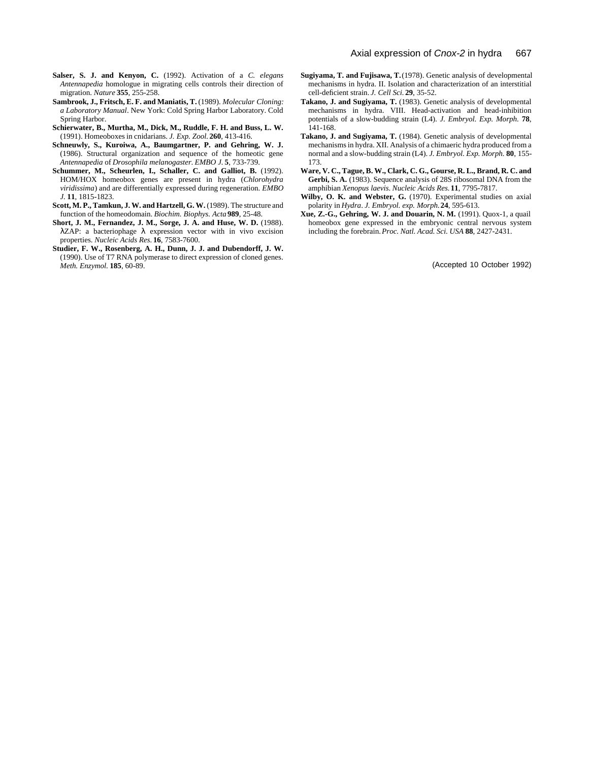**Salser, S. J. and Kenyon, C.** (1992). Activation of a *C. elegans Antennapedia* homologue in migrating cells controls their direction of migration. *Nature* **355**, 255-258.

**Sambrook, J., Fritsch, E. F. and Maniatis, T.** (1989). *Molecular Cloning: a Laboratory Manual*. New York: Cold Spring Harbor Laboratory. Cold Spring Harbor.

**Schierwater, B., Murtha, M., Dick, M., Ruddle, F. H. and Buss, L. W.** (1991). Homeoboxes in cnidarians. *J. Exp. Zool.* **260**, 413-416.

**Schneuwly, S., Kuroiwa, A., Baumgartner, P. and Gehring, W. J.** (1986). Structural organization and sequence of the homeotic gene *Antennapedia* of *Drosophila melanogaster*. *EMBO J.* **5**, 733-739.

**Schummer, M., Scheurlen, I., Schaller, C. and Galliot, B.** (1992). HOM/HOX homeobox genes are present in hydra (*Chlorohydra viridissima*) and are differentially expressed during regeneration. *EMBO J.* **11**, 1815-1823.

**Scott, M. P., Tamkun, J. W. and Hartzell, G. W.** (1989). The structure and function of the homeodomain. *Biochim. Biophys. Acta* **989**, 25-48.

**Short, J. M., Fernandez, J. M., Sorge, J. A. and Huse, W. D.** (1988). λZAP: a bacteriophage λ expression vector with in vivo excision properties. *Nucleic Acids Res.* **16**, 7583-7600.

**Studier, F. W., Rosenberg, A. H., Dunn, J. J. and Dubendorff, J. W.** (1990). Use of T7 RNA polymerase to direct expression of cloned genes. *Meth. Enzymol.* **185**, 60-89.

**Sugiyama, T. and Fujisawa, T.** (1978). Genetic analysis of developmental mechanisms in hydra. II. Isolation and characterization of an interstitial cell-deficient strain. *J. Cell Sci.* **29**, 35-52.

**Takano, J. and Sugiyama, T.** (1983). Genetic analysis of developmental mechanisms in hydra. VIII. Head-activation and head-inhibition potentials of a slow-budding strain (L4). *J. Embryol. Exp. Morph.* **78**, 141-168.

**Takano, J. and Sugiyama, T.** (1984). Genetic analysis of developmental mechanisms in hydra. XII. Analysis of a chimaeric hydra produced from a normal and a slow-budding strain (L4). *J. Embryol. Exp. Morph.* **80**, 155-173.

**Ware, V. C., Tague, B. W., Clark, C. G., Gourse, R. L., Brand, R. C. and Gerbi, S. A.** (1983). Sequence analysis of 28S ribosomal DNA from the amphibian *Xenopus laevis*. *Nucleic Acids Res.* **11**, 7795-7817.

**Wilby, O. K. and Webster, G.** (1970). Experimental studies on axial polarity in *Hydra*. *J. Embryol. exp. Morph.* **24**, 595-613.

**Xue, Z.-G., Gehring, W. J. and Douarin, N. M.** (1991). Quox-1, a quail homeobox gene expressed in the embryonic central nervous system including the forebrain. *Proc. Natl. Acad. Sci. USA* **88**, 2427-2431.

(Accepted 10 October 1992)